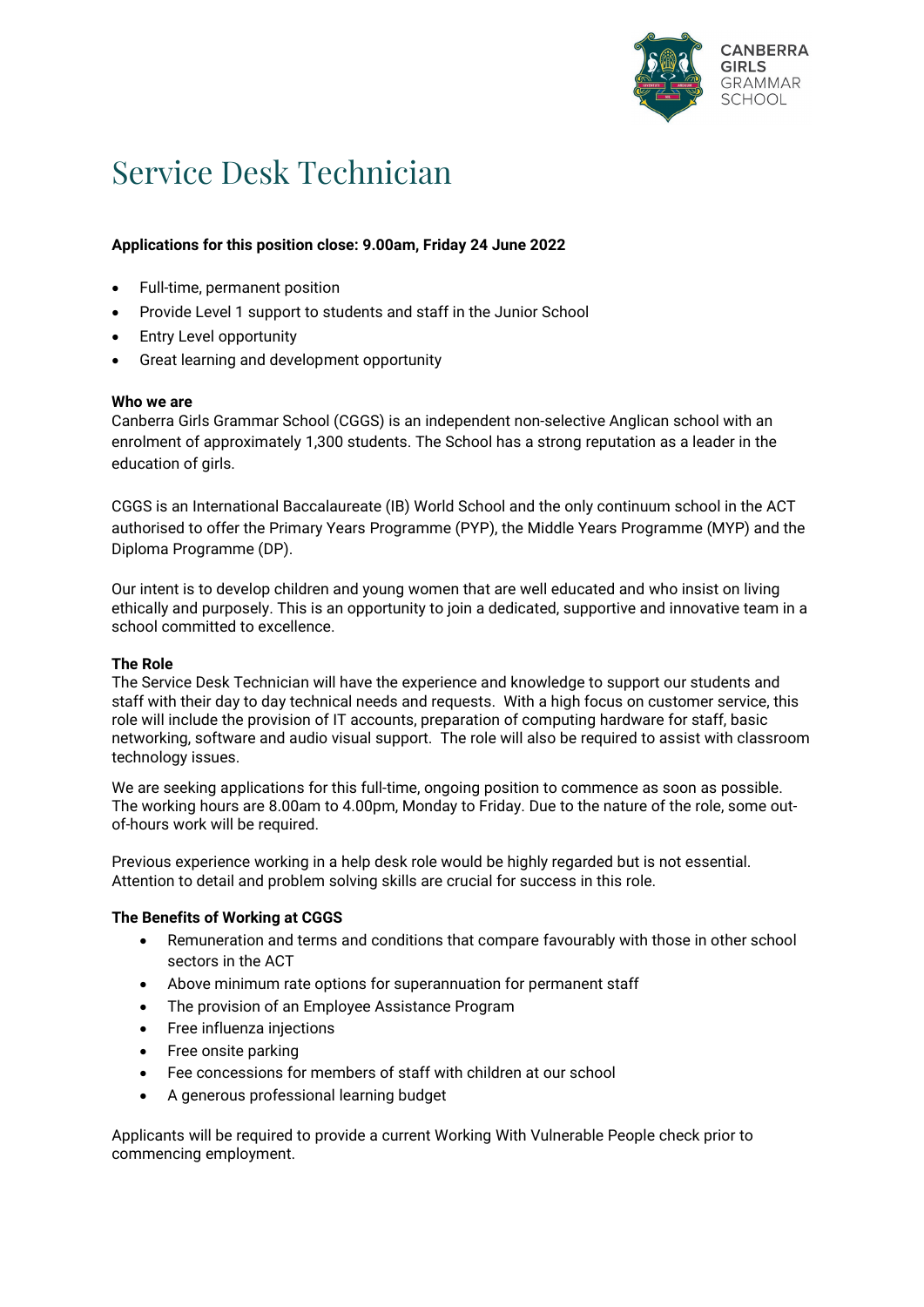# Service Desk Technician

**Applications for this position close: 9.00am, Friday 24 June 2022**

- Full-time, permanent position
- Provide Level 1 support to students and staff in the Junior School
- Entry Level opportunity
- Great learning and development opportunity

**Who we are**

Canberra Girls Grammar School (CGGS) is an independent non-selective Anglican school with an enrolment of approximately 1,300 students. The School has a strong reputation as a leader in the education of girls.

CGGS is an International Baccalaureate (IB) World School and the only continuum school in the ACT authorised to offer the Primary Years Programme (PYP), the Middle Years Programme (MYP) and the Diploma Programme (DP).

Our intent is to develop children and young women that are well educated and who insist on living ethically and purposely. This is an opportunity to join a dedicated, supportive and innovative team in a school committed to excellence.

**The Role**

The Service Desk Technician will have the experience and knowledge to support our students and staff with their day to day technical needs and requests. With a high focus on customer service, this role will include the provision of IT accounts, preparation of computing hardware for staff, basic networking, software and audio visual support. The role will also be required to assist with classroom technology issues.

We are seeking applications for this full-time, ongoing position to commence as soon as possible. The working hours are 8.00am to 4.00pm, Monday to Friday. Due to the nature of the role, some out-of-hours work will be required.

Previous experience working in a help desk role would be highly regarded but is not essential. Attention to detail and problem solving skills are crucial for success in this role.

**The Benefits of Working at CGGS**

- Remuneration and terms and conditions that compare favourably with those in other school sectors in the ACT
- Above minimum rate options for superannuation for permanent staff
- The provision of an Employee Assistance Program
- Free influenza injections
- Free onsite parking
- Fee concessions for members of staff with children at our school
- A generous professional learning budget

Applicants will be required to provide a current Working With Vulnerable People check prior to commencing employment.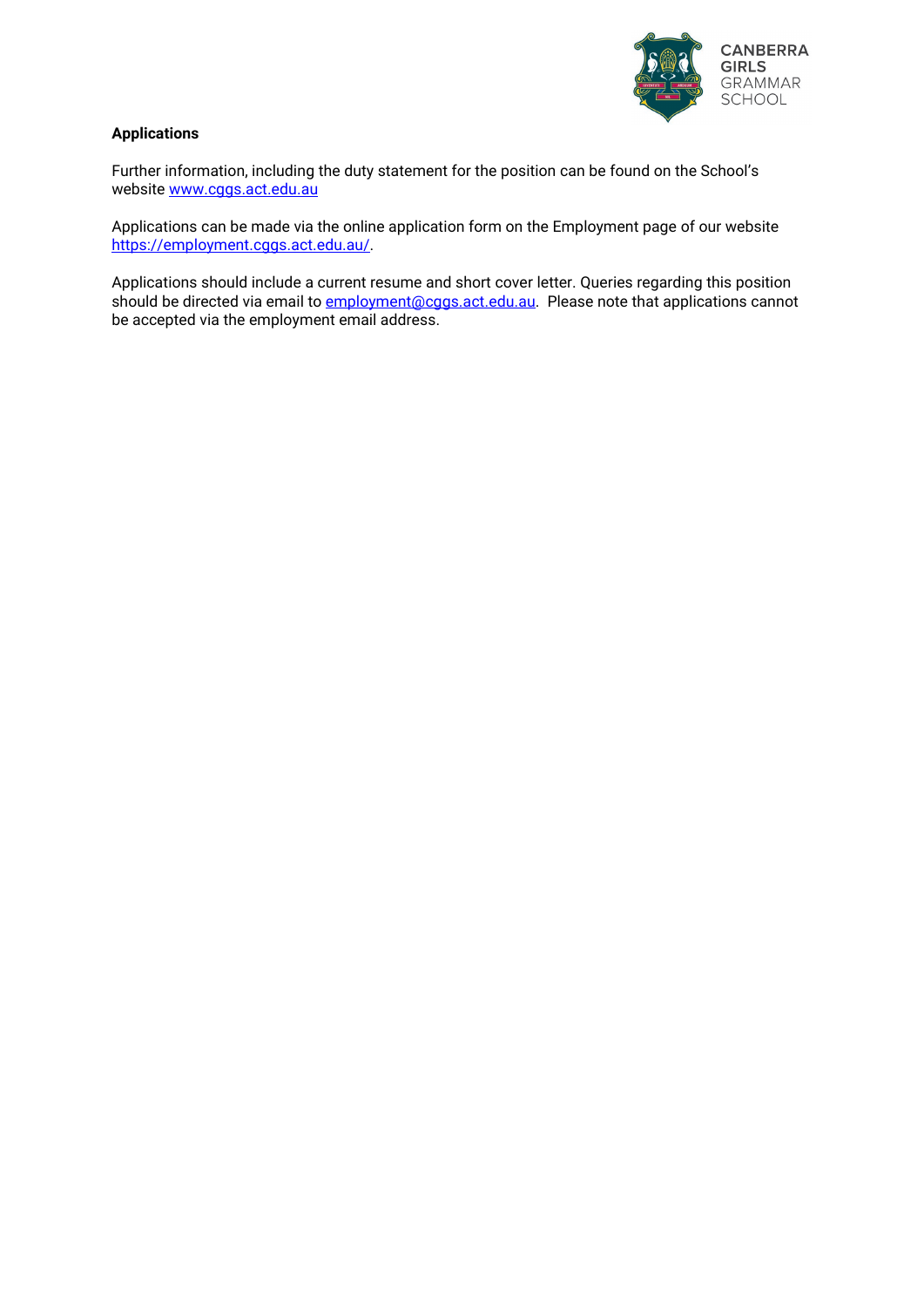**Applications**

Further information, including the duty statement for the position can be found on the School's website www.cggs.act.edu.au

Applications can be made via the online application form on the Employment page of our website https://employment.cggs.act.edu.au/.

Applications should include a current resume and short cover letter. Queries regarding this position should be directed via email to employment@cggs.act.edu.au. Please note that applications cannot be accepted via the employment email address.